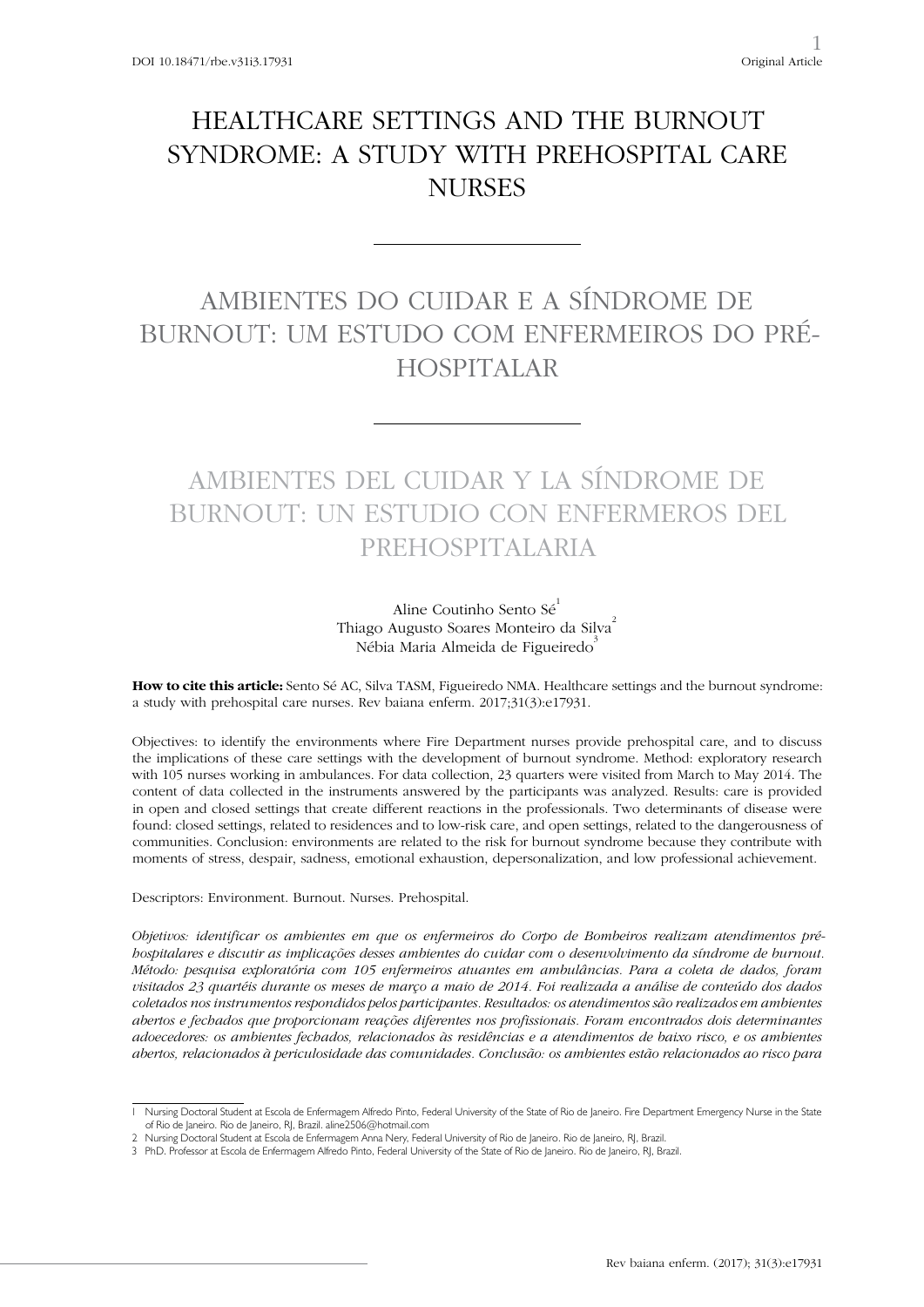DOI 10.18471/rbe.v31i3.17931

Original Article

# HEALTHCARE SETTINGS AND THE BURNOUT SYNDROME: A STUDY WITH PREHOSPITAL CARE NURSES

# AMBIENTES DO CUIDAR E A SÍNDROME DE BURNOUT: UM ESTUDO COM ENFERMEIROS DO PRÉ-HOSPITALAR

# AMBIENTES DEL CUIDAR Y LA SÍNDROME DE BURNOUT: UN ESTUDIO CON ENFERMEROS DEL PREHOSPITALARIA

Aline Coutinho Sento Sé[1]
Thiago Augusto Soares Monteiro da Silva[2]
Nébia Maria Almeida de Figueiredo[3]

**How to cite this article:** Sento Sé AC, Silva TASM, Figueiredo NMA. Healthcare settings and the burnout syndrome: a study with prehospital care nurses. Rev baiana enferm. 2017;31(3):e17931.

Objectives: to identify the environments where Fire Department nurses provide prehospital care, and to discuss the implications of these care settings with the development of burnout syndrome. Method: exploratory research with 105 nurses working in ambulances. For data collection, 23 quarters were visited from March to May 2014. The content of data collected in the instruments answered by the participants was analyzed. Results: care is provided in open and closed settings that create different reactions in the professionals. Two determinants of disease were found: closed settings, related to residences and to low-risk care, and open settings, related to the dangerousness of communities. Conclusion: environments are related to the risk for burnout syndrome because they contribute with moments of stress, despair, sadness, emotional exhaustion, depersonalization, and low professional achievement.

Descriptors: Environment. Burnout. Nurses. Prehospital.

*Objetivos: identificar os ambientes em que os enfermeiros do Corpo de Bombeiros realizam atendimentos pré-hospitalares e discutir as implicações desses ambientes do cuidar com o desenvolvimento da síndrome de burnout. Método: pesquisa exploratória com 105 enfermeiros atuantes em ambulâncias. Para a coleta de dados, foram visitados 23 quartéis durante os meses de março a maio de 2014. Foi realizada a análise de conteúdo dos dados coletados nos instrumentos respondidos pelos participantes. Resultados: os atendimentos são realizados em ambientes abertos e fechados que proporcionam reações diferentes nos profissionais. Foram encontrados dois determinantes adoecedores: os ambientes fechados, relacionados às residências e a atendimentos de baixo risco, e os ambientes abertos, relacionados à periculosidade das comunidades. Conclusão: os ambientes estão relacionados ao risco para*

---

1 Nursing Doctoral Student at Escola de Enfermagem Alfredo Pinto, Federal University of the State of Rio de Janeiro. Fire Department Emergency Nurse in the State of Rio de Janeiro. Rio de Janeiro, RJ, Brazil. aline2506@hotmail.com

2 Nursing Doctoral Student at Escola de Enfermagem Anna Nery, Federal University of Rio de Janeiro. Rio de Janeiro, RJ, Brazil.

3 PhD. Professor at Escola de Enfermagem Alfredo Pinto, Federal University of the State of Rio de Janeiro. Rio de Janeiro, RJ, Brazil.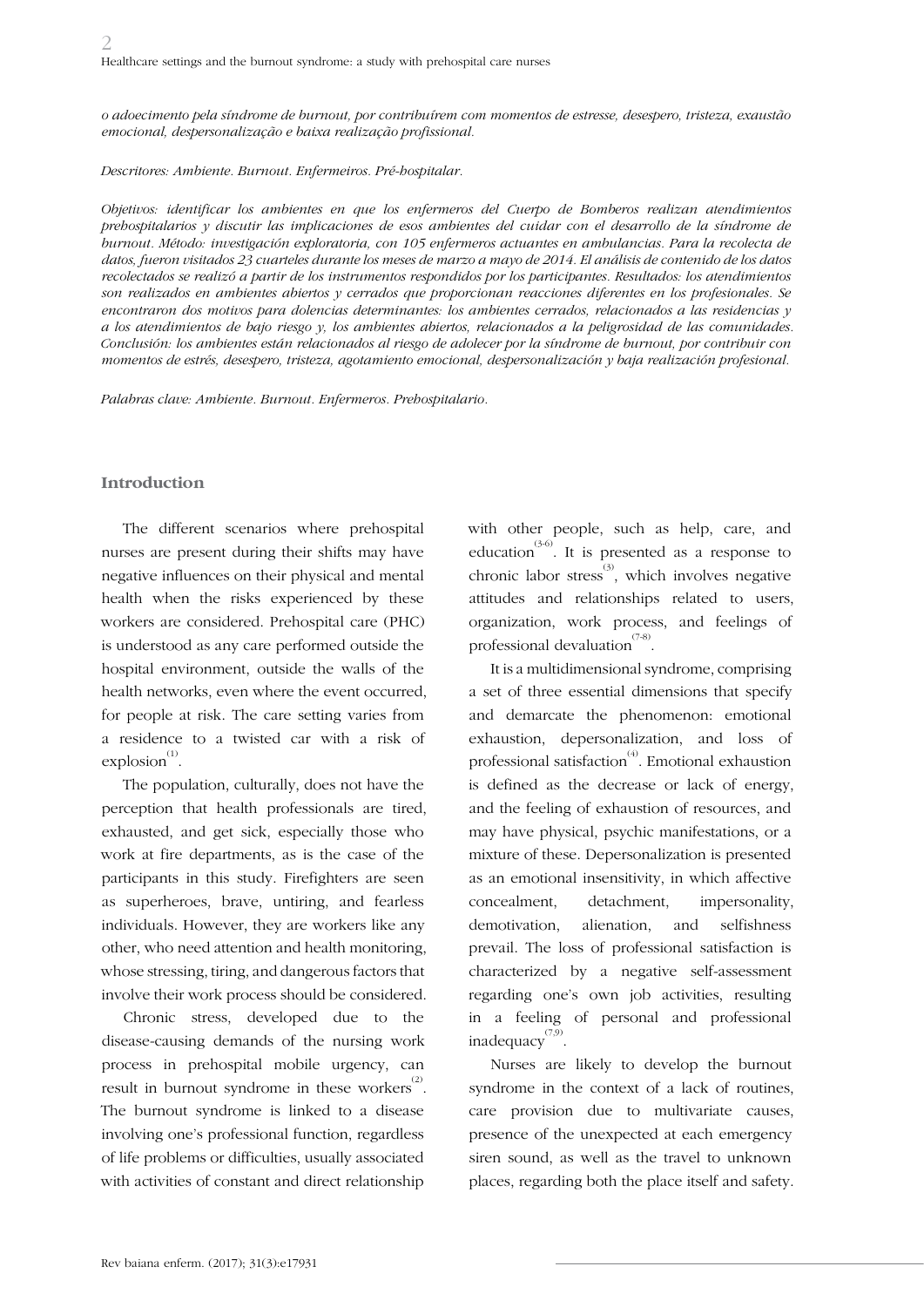*o adoecimento pela síndrome de burnout, por contribuírem com momentos de estresse, desespero, tristeza, exaustão emocional, despersonalização e baixa realização profissional.*

*Descritores: Ambiente. Burnout. Enfermeiros. Pré-hospitalar.*

*Objetivos: identificar los ambientes en que los enfermeros del Cuerpo de Bomberos realizan atendimientos prehospitalarios y discutir las implicaciones de esos ambientes del cuidar con el desarrollo de la síndrome de burnout. Método: investigación exploratoria, con 105 enfermeros actuantes en ambulancias. Para la recolecta de datos, fueron visitados 23 cuarteles durante los meses de marzo a mayo de 2014. El análisis de contenido de los datos recolectados se realizó a partir de los instrumentos respondidos por los participantes. Resultados: los atendimientos son realizados en ambientes abiertos y cerrados que proporcionan reacciones diferentes en los profesionales. Se encontraron dos motivos para dolencias determinantes: los ambientes cerrados, relacionados a las residencias y a los atendimientos de bajo riesgo y, los ambientes abiertos, relacionados a la peligrosidad de las comunidades. Conclusión: los ambientes están relacionados al riesgo de adolecer por la síndrome de burnout, por contribuir con momentos de estrés, desespero, tristeza, agotamiento emocional, despersonalización y baja realización profesional.*

*Palabras clave: Ambiente. Burnout. Enfermeros. Prehospitalario.*

## Introduction

The different scenarios where prehospital nurses are present during their shifts may have negative influences on their physical and mental health when the risks experienced by these workers are considered. Prehospital care (PHC) is understood as any care performed outside the hospital environment, outside the walls of the health networks, even where the event occurred, for people at risk. The care setting varies from a residence to a twisted car with a risk of explosion[1].

The population, culturally, does not have the perception that health professionals are tired, exhausted, and get sick, especially those who work at fire departments, as is the case of the participants in this study. Firefighters are seen as superheroes, brave, untiring, and fearless individuals. However, they are workers like any other, who need attention and health monitoring, whose stressing, tiring, and dangerous factors that involve their work process should be considered.

Chronic stress, developed due to the disease-causing demands of the nursing work process in prehospital mobile urgency, can result in burnout syndrome in these workers[2]. The burnout syndrome is linked to a disease involving one's professional function, regardless of life problems or difficulties, usually associated with activities of constant and direct relationship with other people, such as help, care, and education[3-6]. It is presented as a response to chronic labor stress[3], which involves negative attitudes and relationships related to users, organization, work process, and feelings of professional devaluation[7-8].

It is a multidimensional syndrome, comprising a set of three essential dimensions that specify and demarcate the phenomenon: emotional exhaustion, depersonalization, and loss of professional satisfaction[4]. Emotional exhaustion is defined as the decrease or lack of energy, and the feeling of exhaustion of resources, and may have physical, psychic manifestations, or a mixture of these. Depersonalization is presented as an emotional insensitivity, in which affective concealment, detachment, impersonality, demotivation, alienation, and selfishness prevail. The loss of professional satisfaction is characterized by a negative self-assessment regarding one's own job activities, resulting in a feeling of personal and professional inadequacy[7,9].

Nurses are likely to develop the burnout syndrome in the context of a lack of routines, care provision due to multivariate causes, presence of the unexpected at each emergency siren sound, as well as the travel to unknown places, regarding both the place itself and safety.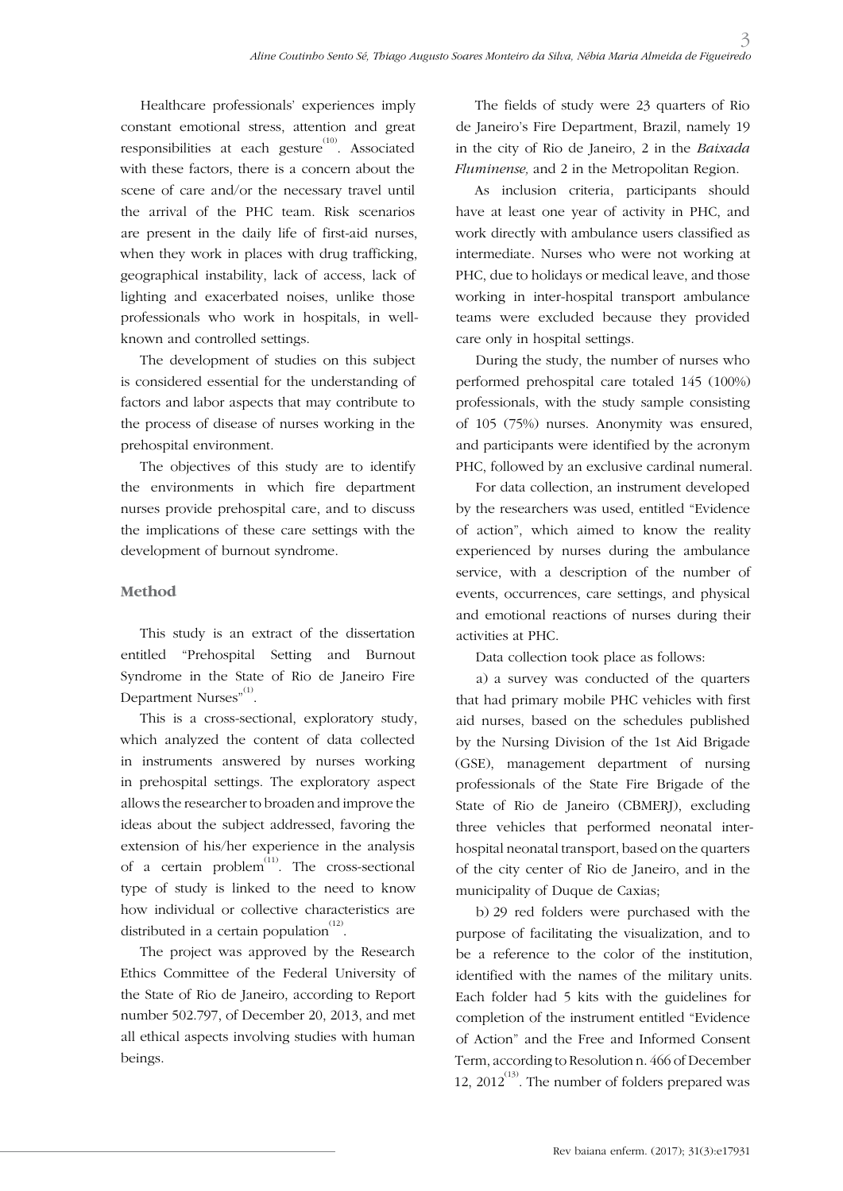Healthcare professionals' experiences imply constant emotional stress, attention and great responsibilities at each gesture[10]. Associated with these factors, there is a concern about the scene of care and/or the necessary travel until the arrival of the PHC team. Risk scenarios are present in the daily life of first-aid nurses, when they work in places with drug trafficking, geographical instability, lack of access, lack of lighting and exacerbated noises, unlike those professionals who work in hospitals, in well-known and controlled settings.

The development of studies on this subject is considered essential for the understanding of factors and labor aspects that may contribute to the process of disease of nurses working in the prehospital environment.

The objectives of this study are to identify the environments in which fire department nurses provide prehospital care, and to discuss the implications of these care settings with the development of burnout syndrome.

## Method

This study is an extract of the dissertation entitled "Prehospital Setting and Burnout Syndrome in the State of Rio de Janeiro Fire Department Nurses"[1].

This is a cross-sectional, exploratory study, which analyzed the content of data collected in instruments answered by nurses working in prehospital settings. The exploratory aspect allows the researcher to broaden and improve the ideas about the subject addressed, favoring the extension of his/her experience in the analysis of a certain problem[11]. The cross-sectional type of study is linked to the need to know how individual or collective characteristics are distributed in a certain population[12].

The project was approved by the Research Ethics Committee of the Federal University of the State of Rio de Janeiro, according to Report number 502.797, of December 20, 2013, and met all ethical aspects involving studies with human beings.

The fields of study were 23 quarters of Rio de Janeiro's Fire Department, Brazil, namely 19 in the city of Rio de Janeiro, 2 in the *Baixada Fluminense,* and 2 in the Metropolitan Region.

As inclusion criteria, participants should have at least one year of activity in PHC, and work directly with ambulance users classified as intermediate. Nurses who were not working at PHC, due to holidays or medical leave, and those working in inter-hospital transport ambulance teams were excluded because they provided care only in hospital settings.

During the study, the number of nurses who performed prehospital care totaled 145 (100%) professionals, with the study sample consisting of 105 (75%) nurses. Anonymity was ensured, and participants were identified by the acronym PHC, followed by an exclusive cardinal numeral.

For data collection, an instrument developed by the researchers was used, entitled "Evidence of action", which aimed to know the reality experienced by nurses during the ambulance service, with a description of the number of events, occurrences, care settings, and physical and emotional reactions of nurses during their activities at PHC.

Data collection took place as follows:

a) a survey was conducted of the quarters that had primary mobile PHC vehicles with first aid nurses, based on the schedules published by the Nursing Division of the 1st Aid Brigade (GSE), management department of nursing professionals of the State Fire Brigade of the State of Rio de Janeiro (CBMERJ), excluding three vehicles that performed neonatal inter-hospital neonatal transport, based on the quarters of the city center of Rio de Janeiro, and in the municipality of Duque de Caxias;

b) 29 red folders were purchased with the purpose of facilitating the visualization, and to be a reference to the color of the institution, identified with the names of the military units. Each folder had 5 kits with the guidelines for completion of the instrument entitled "Evidence of Action" and the Free and Informed Consent Term, according to Resolution n. 466 of December 12, 2012[13]. The number of folders prepared was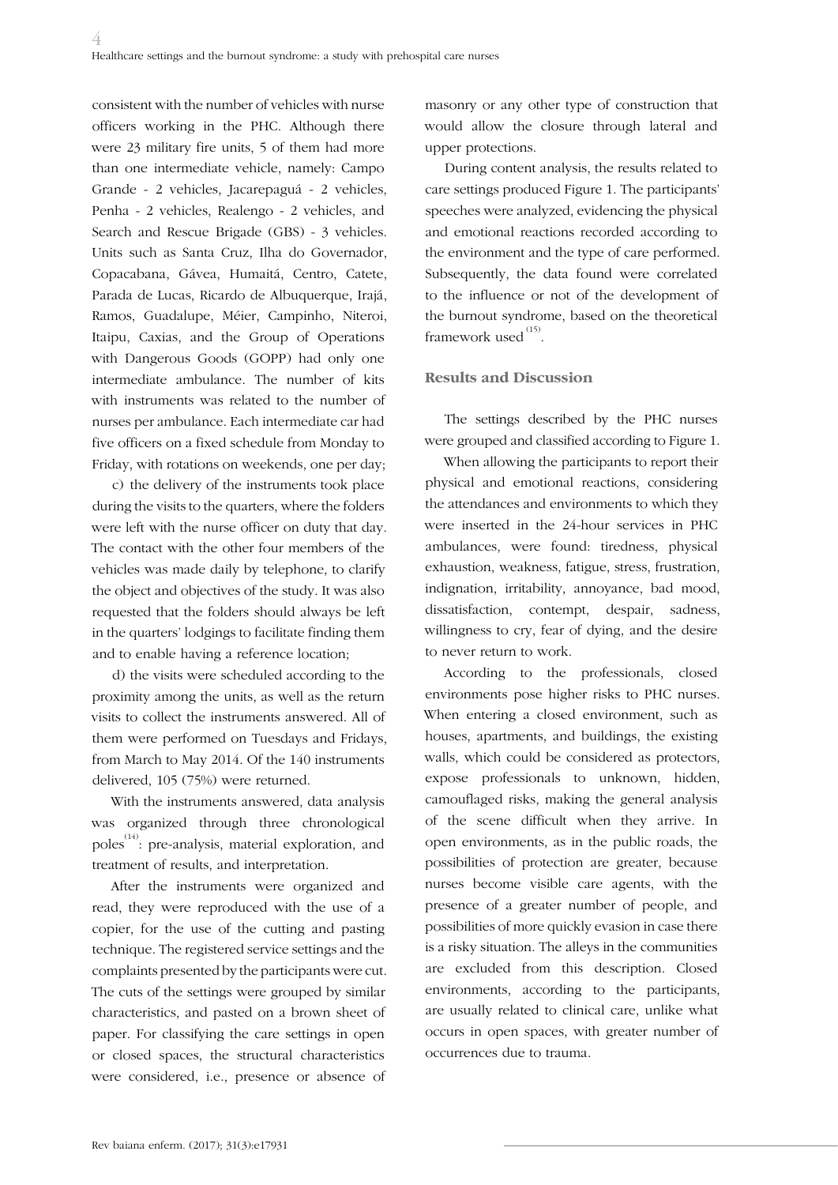consistent with the number of vehicles with nurse officers working in the PHC. Although there were 23 military fire units, 5 of them had more than one intermediate vehicle, namely: Campo Grande - 2 vehicles, Jacarepaguá - 2 vehicles, Penha - 2 vehicles, Realengo - 2 vehicles, and Search and Rescue Brigade (GBS) - 3 vehicles. Units such as Santa Cruz, Ilha do Governador, Copacabana, Gávea, Humaitá, Centro, Catete, Parada de Lucas, Ricardo de Albuquerque, Irajá, Ramos, Guadalupe, Méier, Campinho, Niteroi, Itaipu, Caxias, and the Group of Operations with Dangerous Goods (GOPP) had only one intermediate ambulance. The number of kits with instruments was related to the number of nurses per ambulance. Each intermediate car had five officers on a fixed schedule from Monday to Friday, with rotations on weekends, one per day;

c) the delivery of the instruments took place during the visits to the quarters, where the folders were left with the nurse officer on duty that day. The contact with the other four members of the vehicles was made daily by telephone, to clarify the object and objectives of the study. It was also requested that the folders should always be left in the quarters' lodgings to facilitate finding them and to enable having a reference location;

d) the visits were scheduled according to the proximity among the units, as well as the return visits to collect the instruments answered. All of them were performed on Tuesdays and Fridays, from March to May 2014. Of the 140 instruments delivered, 105 (75%) were returned.

With the instruments answered, data analysis was organized through three chronological poles[14]: pre-analysis, material exploration, and treatment of results, and interpretation.

After the instruments were organized and read, they were reproduced with the use of a copier, for the use of the cutting and pasting technique. The registered service settings and the complaints presented by the participants were cut. The cuts of the settings were grouped by similar characteristics, and pasted on a brown sheet of paper. For classifying the care settings in open or closed spaces, the structural characteristics were considered, i.e., presence or absence of masonry or any other type of construction that would allow the closure through lateral and upper protections.

During content analysis, the results related to care settings produced Figure 1. The participants' speeches were analyzed, evidencing the physical and emotional reactions recorded according to the environment and the type of care performed. Subsequently, the data found were correlated to the influence or not of the development of the burnout syndrome, based on the theoretical framework used[15].

## Results and Discussion

The settings described by the PHC nurses were grouped and classified according to Figure 1.

When allowing the participants to report their physical and emotional reactions, considering the attendances and environments to which they were inserted in the 24-hour services in PHC ambulances, were found: tiredness, physical exhaustion, weakness, fatigue, stress, frustration, indignation, irritability, annoyance, bad mood, dissatisfaction, contempt, despair, sadness, willingness to cry, fear of dying, and the desire to never return to work.

According to the professionals, closed environments pose higher risks to PHC nurses. When entering a closed environment, such as houses, apartments, and buildings, the existing walls, which could be considered as protectors, expose professionals to unknown, hidden, camouflaged risks, making the general analysis of the scene difficult when they arrive. In open environments, as in the public roads, the possibilities of protection are greater, because nurses become visible care agents, with the presence of a greater number of people, and possibilities of more quickly evasion in case there is a risky situation. The alleys in the communities are excluded from this description. Closed environments, according to the participants, are usually related to clinical care, unlike what occurs in open spaces, with greater number of occurrences due to trauma.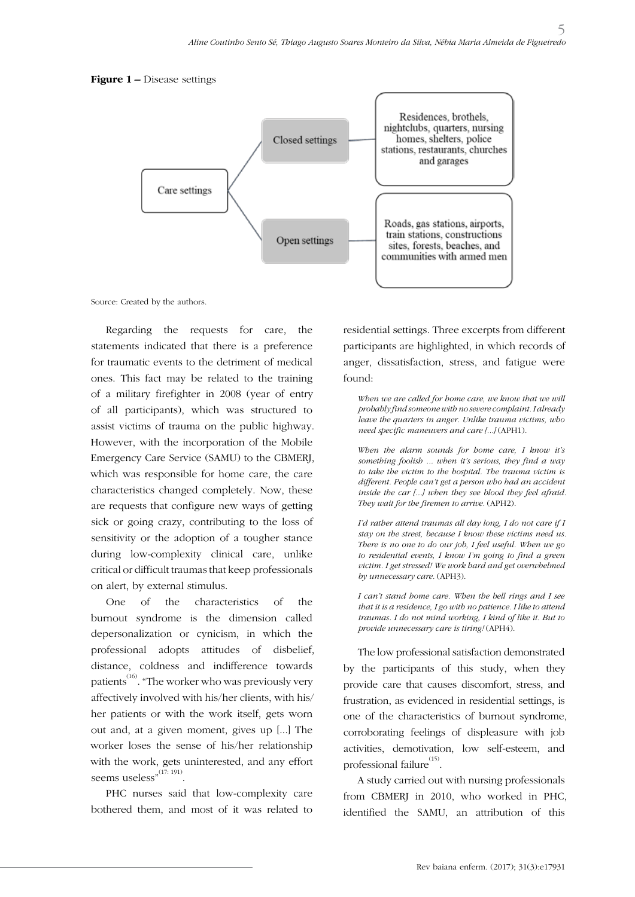**Figure 1 –** Disease settings

Care settings
- Closed settings: Residences, brothels, nightclubs, quarters, nursing homes, shelters, police stations, restaurants, churches and garages
- Open settings: Roads, gas stations, airports, train stations, constructions sites, forests, beaches, and communities with armed men

Source: Created by the authors.

Regarding the requests for care, the statements indicated that there is a preference for traumatic events to the detriment of medical ones. This fact may be related to the training of a military firefighter in 2008 (year of entry of all participants), which was structured to assist victims of trauma on the public highway. However, with the incorporation of the Mobile Emergency Care Service (SAMU) to the CBMERJ, which was responsible for home care, the care characteristics changed completely. Now, these are requests that configure new ways of getting sick or going crazy, contributing to the loss of sensitivity or the adoption of a tougher stance during low-complexity clinical care, unlike critical or difficult traumas that keep professionals on alert, by external stimulus.

One of the characteristics of the burnout syndrome is the dimension called depersonalization or cynicism, in which the professional adopts attitudes of disbelief, distance, coldness and indifference towards patients[16]. "The worker who was previously very affectively involved with his/her clients, with his/her patients or with the work itself, gets worn out and, at a given moment, gives up [...] The worker loses the sense of his/her relationship with the work, gets uninterested, and any effort seems useless"[17: 191].

PHC nurses said that low-complexity care bothered them, and most of it was related to residential settings. Three excerpts from different participants are highlighted, in which records of anger, dissatisfaction, stress, and fatigue were found:

> *When we are called for home care, we know that we will probably find someone with no severe complaint. I already leave the quarters in anger. Unlike trauma victims, who need specific maneuvers and care [...]* (APH1).

> *When the alarm sounds for home care, I know it's something foolish ... when it's serious, they find a way to take the victim to the hospital. The trauma victim is different. People can't get a person who had an accident inside the car [...] when they see blood they feel afraid. They wait for the firemen to arrive.* (APH2).

> *I'd rather attend traumas all day long, I do not care if I stay on the street, because I know these victims need us. There is no one to do our job, I feel useful. When we go to residential events, I know I'm going to find a green victim. I get stressed! We work hard and get overwhelmed by unnecessary care.* (APH3).

> *I can't stand home care. When the bell rings and I see that it is a residence, I go with no patience. I like to attend traumas. I do not mind working, I kind of like it. But to provide unnecessary care is tiring!* (APH4).

The low professional satisfaction demonstrated by the participants of this study, when they provide care that causes discomfort, stress, and frustration, as evidenced in residential settings, is one of the characteristics of burnout syndrome, corroborating feelings of displeasure with job activities, demotivation, low self-esteem, and professional failure[15].

A study carried out with nursing professionals from CBMERJ in 2010, who worked in PHC, identified the SAMU, an attribution of this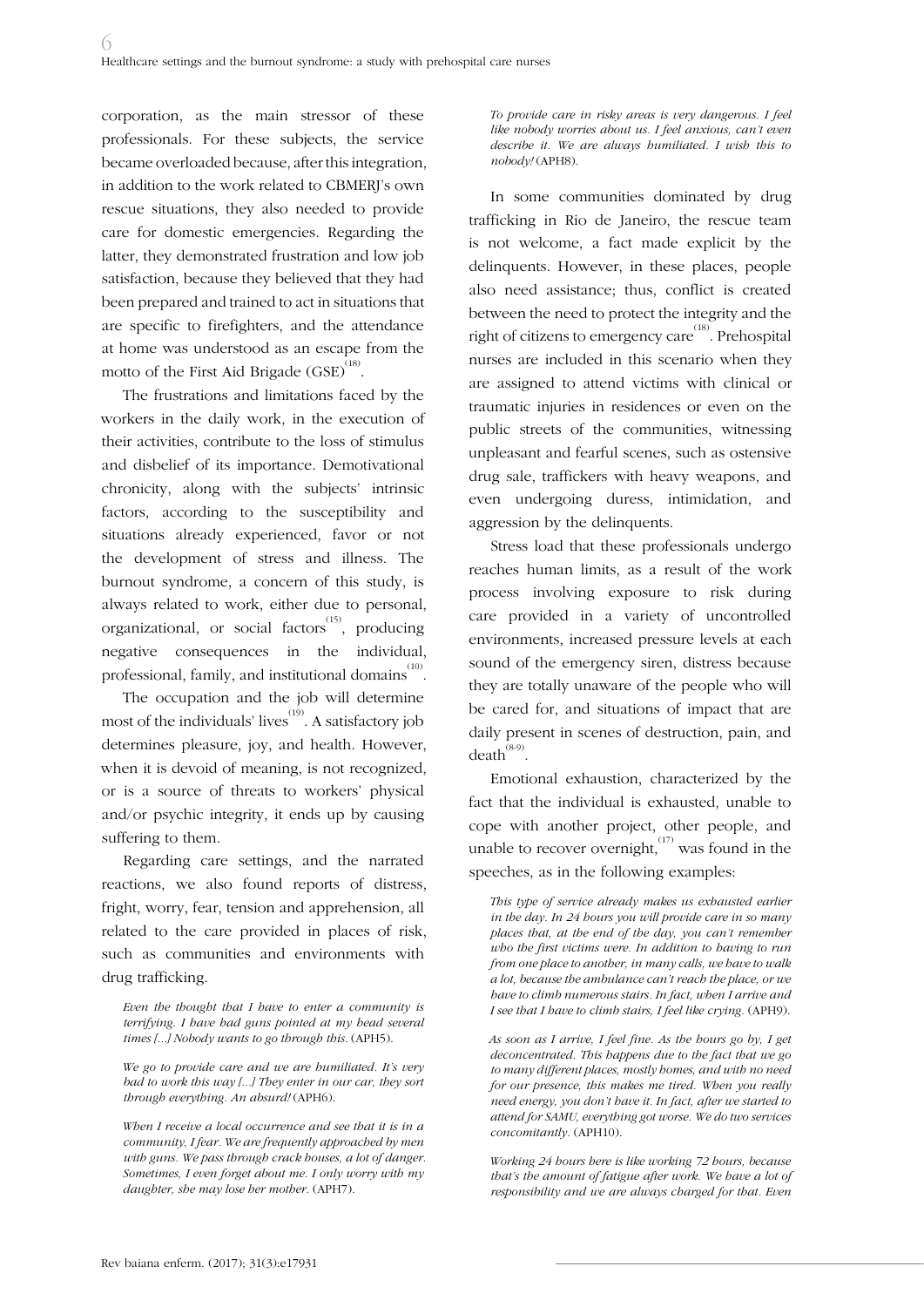corporation, as the main stressor of these professionals. For these subjects, the service became overloaded because, after this integration, in addition to the work related to CBMERJ's own rescue situations, they also needed to provide care for domestic emergencies. Regarding the latter, they demonstrated frustration and low job satisfaction, because they believed that they had been prepared and trained to act in situations that are specific to firefighters, and the attendance at home was understood as an escape from the motto of the First Aid Brigade (GSE)[18].

The frustrations and limitations faced by the workers in the daily work, in the execution of their activities, contribute to the loss of stimulus and disbelief of its importance. Demotivational chronicity, along with the subjects' intrinsic factors, according to the susceptibility and situations already experienced, favor or not the development of stress and illness. The burnout syndrome, a concern of this study, is always related to work, either due to personal, organizational, or social factors[15], producing negative consequences in the individual, professional, family, and institutional domains[10].

The occupation and the job will determine most of the individuals' lives[19]. A satisfactory job determines pleasure, joy, and health. However, when it is devoid of meaning, is not recognized, or is a source of threats to workers' physical and/or psychic integrity, it ends up by causing suffering to them.

Regarding care settings, and the narrated reactions, we also found reports of distress, fright, worry, fear, tension and apprehension, all related to the care provided in places of risk, such as communities and environments with drug trafficking.

> *Even the thought that I have to enter a community is terrifying. I have had guns pointed at my head several times [...] Nobody wants to go through this.* (APH5).

> *We go to provide care and we are humiliated. It's very bad to work this way [...] They enter in our car, they sort through everything. An absurd!* (APH6).

> *When I receive a local occurrence and see that it is in a community, I fear. We are frequently approached by men with guns. We pass through crack houses, a lot of danger. Sometimes, I even forget about me. I only worry with my daughter, she may lose her mother.* (APH7).

> *To provide care in risky areas is very dangerous. I feel like nobody worries about us. I feel anxious, can't even describe it. We are always humiliated. I wish this to nobody!* (APH8).

In some communities dominated by drug trafficking in Rio de Janeiro, the rescue team is not welcome, a fact made explicit by the delinquents. However, in these places, people also need assistance; thus, conflict is created between the need to protect the integrity and the right of citizens to emergency care[18]. Prehospital nurses are included in this scenario when they are assigned to attend victims with clinical or traumatic injuries in residences or even on the public streets of the communities, witnessing unpleasant and fearful scenes, such as ostensive drug sale, traffickers with heavy weapons, and even undergoing duress, intimidation, and aggression by the delinquents.

Stress load that these professionals undergo reaches human limits, as a result of the work process involving exposure to risk during care provided in a variety of uncontrolled environments, increased pressure levels at each sound of the emergency siren, distress because they are totally unaware of the people who will be cared for, and situations of impact that are daily present in scenes of destruction, pain, and death[8-9].

Emotional exhaustion, characterized by the fact that the individual is exhausted, unable to cope with another project, other people, and unable to recover overnight,[17] was found in the speeches, as in the following examples:

> *This type of service already makes us exhausted earlier in the day. In 24 hours you will provide care in so many places that, at the end of the day, you can't remember who the first victims were. In addition to having to run from one place to another, in many calls, we have to walk a lot, because the ambulance can't reach the place, or we have to climb numerous stairs. In fact, when I arrive and I see that I have to climb stairs, I feel like crying.* (APH9).

> *As soon as I arrive, I feel fine. As the hours go by, I get deconcentrated. This happens due to the fact that we go to many different places, mostly homes, and with no need for our presence, this makes me tired. When you really need energy, you don't have it. In fact, after we started to attend for SAMU, everything got worse. We do two services concomitantly.* (APH10).

> *Working 24 hours here is like working 72 hours, because that's the amount of fatigue after work. We have a lot of responsibility and we are always charged for that. Even*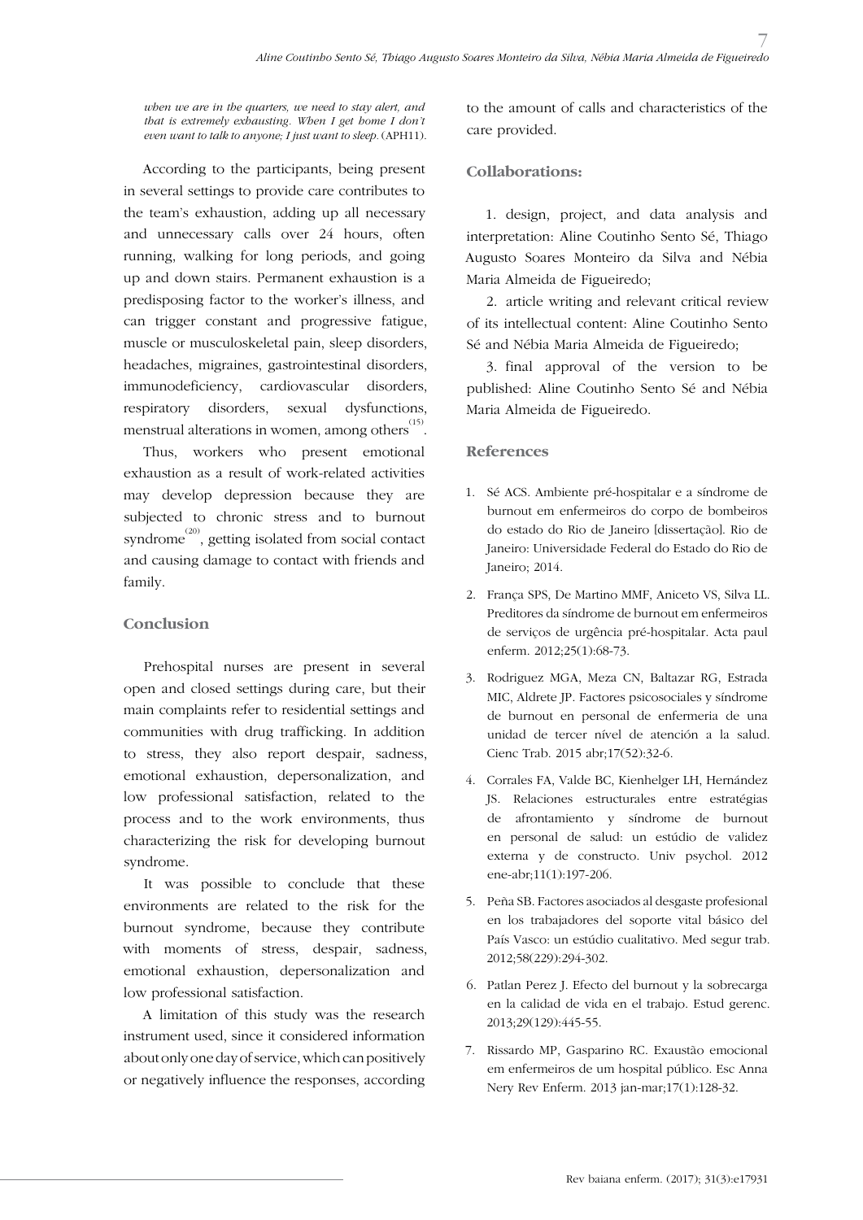*when we are in the quarters, we need to stay alert, and that is extremely exhausting. When I get home I don't even want to talk to anyone; I just want to sleep.* (APH11).

According to the participants, being present in several settings to provide care contributes to the team's exhaustion, adding up all necessary and unnecessary calls over 24 hours, often running, walking for long periods, and going up and down stairs. Permanent exhaustion is a predisposing factor to the worker's illness, and can trigger constant and progressive fatigue, muscle or musculoskeletal pain, sleep disorders, headaches, migraines, gastrointestinal disorders, immunodeficiency, cardiovascular disorders, respiratory disorders, sexual dysfunctions, menstrual alterations in women, among others[15].

Thus, workers who present emotional exhaustion as a result of work-related activities may develop depression because they are subjected to chronic stress and to burnout syndrome[20], getting isolated from social contact and causing damage to contact with friends and family.

## Conclusion

Prehospital nurses are present in several open and closed settings during care, but their main complaints refer to residential settings and communities with drug trafficking. In addition to stress, they also report despair, sadness, emotional exhaustion, depersonalization, and low professional satisfaction, related to the process and to the work environments, thus characterizing the risk for developing burnout syndrome.

It was possible to conclude that these environments are related to the risk for the burnout syndrome, because they contribute with moments of stress, despair, sadness, emotional exhaustion, depersonalization and low professional satisfaction.

A limitation of this study was the research instrument used, since it considered information about only one day of service, which can positively or negatively influence the responses, according to the amount of calls and characteristics of the care provided.

## Collaborations:

1. design, project, and data analysis and interpretation: Aline Coutinho Sento Sé, Thiago Augusto Soares Monteiro da Silva and Nébia Maria Almeida de Figueiredo;

2. article writing and relevant critical review of its intellectual content: Aline Coutinho Sento Sé and Nébia Maria Almeida de Figueiredo;

3. final approval of the version to be published: Aline Coutinho Sento Sé and Nébia Maria Almeida de Figueiredo.

## References

1. Sé ACS. Ambiente pré-hospitalar e a síndrome de burnout em enfermeiros do corpo de bombeiros do estado do Rio de Janeiro [dissertação]. Rio de Janeiro: Universidade Federal do Estado do Rio de Janeiro; 2014.
2. França SPS, De Martino MMF, Aniceto VS, Silva LL. Preditores da síndrome de burnout em enfermeiros de serviços de urgência pré-hospitalar. Acta paul enferm. 2012;25(1):68-73.
3. Rodriguez MGA, Meza CN, Baltazar RG, Estrada MIC, Aldrete JP. Factores psicosociales y síndrome de burnout en personal de enfermeria de una unidad de tercer nível de atención a la salud. Cienc Trab. 2015 abr;17(52):32-6.
4. Corrales FA, Valde BC, Kienhelger LH, Hernández JS. Relaciones estructurales entre estratégias de afrontamiento y síndrome de burnout en personal de salud: un estúdio de validez externa y de constructo. Univ psychol. 2012 ene-abr;11(1):197-206.
5. Peña SB. Factores asociados al desgaste profesional en los trabajadores del soporte vital básico del País Vasco: un estúdio cualitativo. Med segur trab. 2012;58(229):294-302.
6. Patlan Perez J. Efecto del burnout y la sobrecarga en la calidad de vida en el trabajo. Estud gerenc. 2013;29(129):445-55.
7. Rissardo MP, Gasparino RC. Exaustão emocional em enfermeiros de um hospital público. Esc Anna Nery Rev Enferm. 2013 jan-mar;17(1):128-32.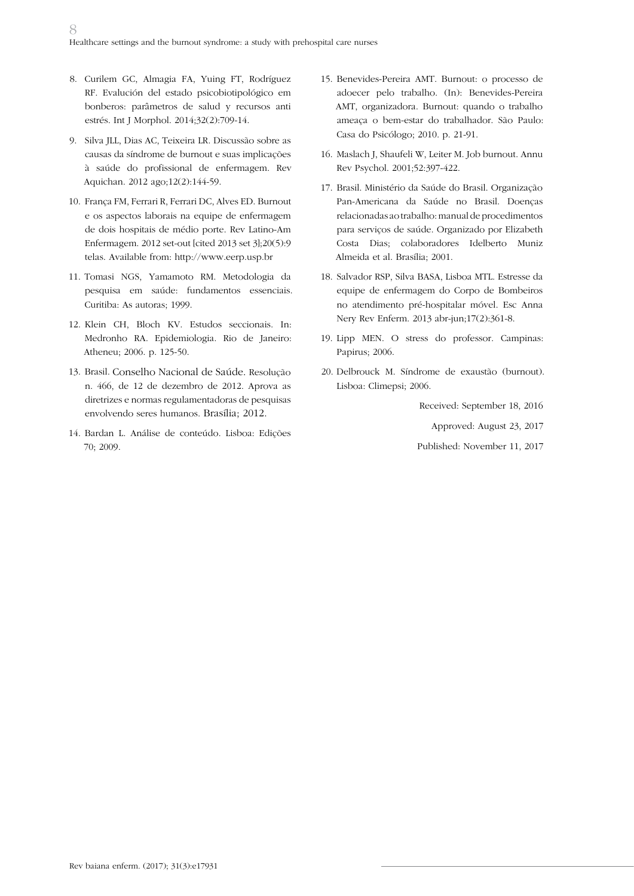8. Curilem GC, Almagia FA, Yuing FT, Rodríguez RF. Evalución del estado psicobiotipológico em bonberos: parâmetros de salud y recursos anti estrés. Int J Morphol. 2014;32(2):709-14.

9. Silva JLL, Dias AC, Teixeira LR. Discussão sobre as causas da síndrome de burnout e suas implicações à saúde do profissional de enfermagem. Rev Aquichan. 2012 ago;12(2):144-59.

10. França FM, Ferrari R, Ferrari DC, Alves ED. Burnout e os aspectos laborais na equipe de enfermagem de dois hospitais de médio porte. Rev Latino-Am Enfermagem. 2012 set-out [cited 2013 set 3];20(5):9 telas. Available from: http://www.eerp.usp.br

11. Tomasi NGS, Yamamoto RM. Metodologia da pesquisa em saúde: fundamentos essenciais. Curitiba: As autoras; 1999.

12. Klein CH, Bloch KV. Estudos seccionais. In: Medronho RA. Epidemiologia. Rio de Janeiro: Atheneu; 2006. p. 125-50.

13. Brasil. Conselho Nacional de Saúde. Resolução n. 466, de 12 de dezembro de 2012. Aprova as diretrizes e normas regulamentadoras de pesquisas envolvendo seres humanos. Brasília; 2012.

14. Bardan L. Análise de conteúdo. Lisboa: Edições 70; 2009.

15. Benevides-Pereira AMT. Burnout: o processo de adoecer pelo trabalho. (In): Benevides-Pereira AMT, organizadora. Burnout: quando o trabalho ameaça o bem-estar do trabalhador. São Paulo: Casa do Psicólogo; 2010. p. 21-91.

16. Maslach J, Shaufeli W, Leiter M. Job burnout. Annu Rev Psychol. 2001;52:397-422.

17. Brasil. Ministério da Saúde do Brasil. Organização Pan-Americana da Saúde no Brasil. Doenças relacionadas ao trabalho: manual de procedimentos para serviços de saúde. Organizado por Elizabeth Costa Dias; colaboradores Idelberto Muniz Almeida et al. Brasília; 2001.

18. Salvador RSP, Silva BASA, Lisboa MTL. Estresse da equipe de enfermagem do Corpo de Bombeiros no atendimento pré-hospitalar móvel. Esc Anna Nery Rev Enferm. 2013 abr-jun;17(2):361-8.

19. Lipp MEN. O stress do professor. Campinas: Papirus; 2006.

20. Delbrouck M. Síndrome de exaustão (burnout). Lisboa: Climepsi; 2006.

Received: September 18, 2016

Approved: August 23, 2017

Published: November 11, 2017